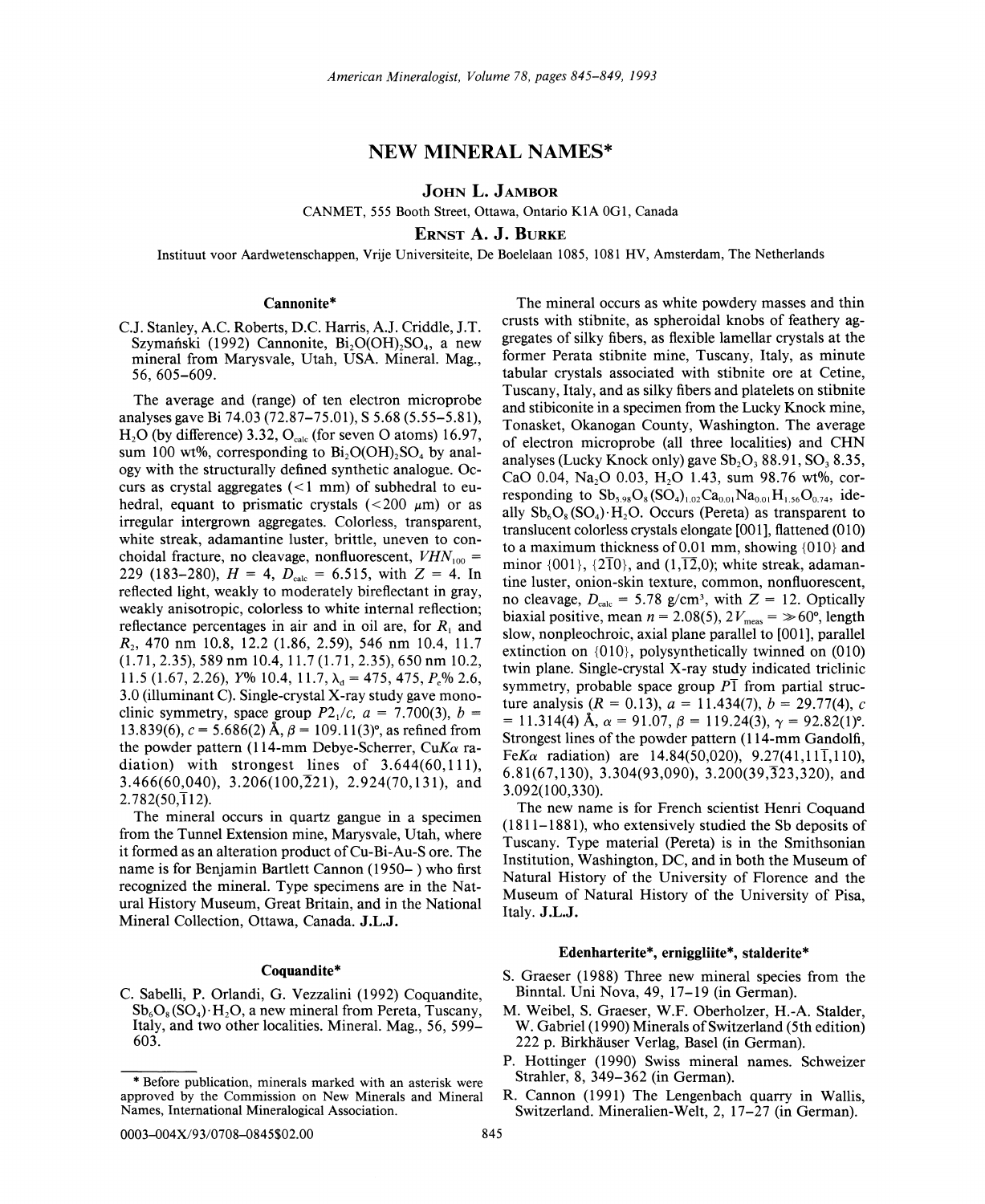# NEW MINERAL NAMES*

**JOHN L. JAMBOR**

CANMET, 555 Booth Street, Ottawa, Ontario K1A 0G1, Canada

**ERNST A. J. BURKE**

Instituut voor Aardwetenschappen, Vrije Universiteite, De Boelelaan 1085, 1081 HV, Amsterdam, The Netherlands

## Cannonite*

C.J. Stanley, A.C. Roberts, D.C. Harris, A.J. Criddle, J.T. Szymański (1992) Cannonite, $Bi_2O(OH)_2SO_4$, a new mineral from Marysvale, Utah, USA. Mineral. Mag., 56, 605–609.

The average and (range) of ten electron microprobe analyses gave Bi 74.03 (72.87–75.01), S 5.68 (5.55–5.81), $H_2O$ (by difference) 3.32, $O_{calc}$ (for seven O atoms) 16.97, sum 100 wt%, corresponding to $Bi_2O(OH)_2SO_4$ by analogy with the structurally defined synthetic analogue. Occurs as crystal aggregates (<1 mm) of subhedral to euhedral, equant to prismatic crystals (<200 μm) or as irregular intergrown aggregates. Colorless, transparent, white streak, adamantine luster, brittle, uneven to conchoidal fracture, no cleavage, nonfluorescent, $VHN_{100}$ = 229 (183–280), $H$ = 4, $D_{calc}$ = 6.515, with $Z$ = 4. In reflected light, weakly to moderately bireflectant in gray, weakly anisotropic, colorless to white internal reflection; reflectance percentages in air and in oil are, for $R_1$ and $R_2$, 470 nm 10.8, 12.2 (1.86, 2.59), 546 nm 10.4, 11.7 (1.71, 2.35), 589 nm 10.4, 11.7 (1.71, 2.35), 650 nm 10.2, 11.5 (1.67, 2.26), $Y$% 10.4, 11.7, $\lambda_d$ = 475, 475, $P_e$% 2.6, 3.0 (illuminant C). Single-crystal X-ray study gave monoclinic symmetry, space group $P2_1/c$, $a$ = 7.700(3), $b$ = 13.839(6), $c$ = 5.686(2) Å, $\beta$ = 109.11(3)°, as refined from the powder pattern (114-mm Debye-Scherrer, $CuK\alpha$ radiation) with strongest lines of 3.644(60,111), 3.466(60,040), 3.206(100,$\bar{2}$21), 2.924(70,131), and 2.782(50,$\bar{1}$12).

The mineral occurs in quartz gangue in a specimen from the Tunnel Extension mine, Marysvale, Utah, where it formed as an alteration product of Cu-Bi-Au-S ore. The name is for Benjamin Bartlett Cannon (1950– ) who first recognized the mineral. Type specimens are in the Natural History Museum, Great Britain, and in the National Mineral Collection, Ottawa, Canada. **J.L.J.**

## Coquandite*

C. Sabelli, P. Orlandi, G. Vezzalini (1992) Coquandite, $Sb_6O_8(SO_4)\cdot H_2O$, a new mineral from Pereta, Tuscany, Italy, and two other localities. Mineral. Mag., 56, 599–603.

The mineral occurs as white powdery masses and thin crusts with stibnite, as spheroidal knobs of feathery aggregates of silky fibers, as flexible lamellar crystals at the former Perata stibnite mine, Tuscany, Italy, as minute tabular crystals associated with stibnite ore at Cetine, Tuscany, Italy, and as silky fibers and platelets on stibnite and stibiconite in a specimen from the Lucky Knock mine, Tonasket, Okanogan County, Washington. The average of electron microprobe (all three localities) and CHN analyses (Lucky Knock only) gave $Sb_2O_3$ 88.91, $SO_3$ 8.35, CaO 0.04, $Na_2O$ 0.03, $H_2O$ 1.43, sum 98.76 wt%, corresponding to $Sb_{5.98}O_8(SO_4)_{1.02}Ca_{0.01}Na_{0.01}H_{1.56}O_{0.74}$, ideally $Sb_6O_8(SO_4)\cdot H_2O$. Occurs (Pereta) as transparent to translucent colorless crystals elongate [001], flattened (010) to a maximum thickness of 0.01 mm, showing {010} and minor {001}, {2$\bar{1}$0}, and (1,$\bar{1}\bar{2}$,0); white streak, adamantine luster, onion-skin texture, common, nonfluorescent, no cleavage, $D_{calc}$ = 5.78 g/cm³, with $Z$ = 12. Optically biaxial positive, mean $n$ = 2.08(5), $2V_{meas}$ = ≫60°, length slow, nonpleochroic, axial plane parallel to [001], parallel extinction on {010}, polysynthetically twinned on (010) twin plane. Single-crystal X-ray study indicated triclinic symmetry, probable space group $P\bar{1}$ from partial structure analysis ($R$ = 0.13), $a$ = 11.434(7), $b$ = 29.77(4), $c$ = 11.314(4) Å, $\alpha$ = 91.07, $\beta$ = 119.24(3), $\gamma$ = 92.82(1)°. Strongest lines of the powder pattern (114-mm Gandolfi, $FeK\alpha$ radiation) are 14.84(50,020), 9.27(41,11$\bar{1}$,110), 6.81(67,130), 3.304(93,090), 3.200(39,$\bar{3}$23,320), and 3.092(100,330).

The new name is for French scientist Henri Coquand (1811–1881), who extensively studied the Sb deposits of Tuscany. Type material (Pereta) is in the Smithsonian Institution, Washington, DC, and in both the Museum of Natural History of the University of Florence and the Museum of Natural History of the University of Pisa, Italy. **J.L.J.**

## Edenharterite*, erniggliite*, stalderite*

S. Graeser (1988) Three new mineral species from the Binntal. Uni Nova, 49, 17–19 (in German).

M. Weibel, S. Graeser, W.F. Oberholzer, H.-A. Stalder, W. Gabriel (1990) Minerals of Switzerland (5th edition) 222 p. Birkhäuser Verlag, Basel (in German).

P. Hottinger (1990) Swiss mineral names. Schweizer Strahler, 8, 349–362 (in German).

R. Cannon (1991) The Lengenbach quarry in Wallis, Switzerland. Mineralien-Welt, 2, 17–27 (in German).

\* Before publication, minerals marked with an asterisk were approved by the Commission on New Minerals and Mineral Names, International Mineralogical Association.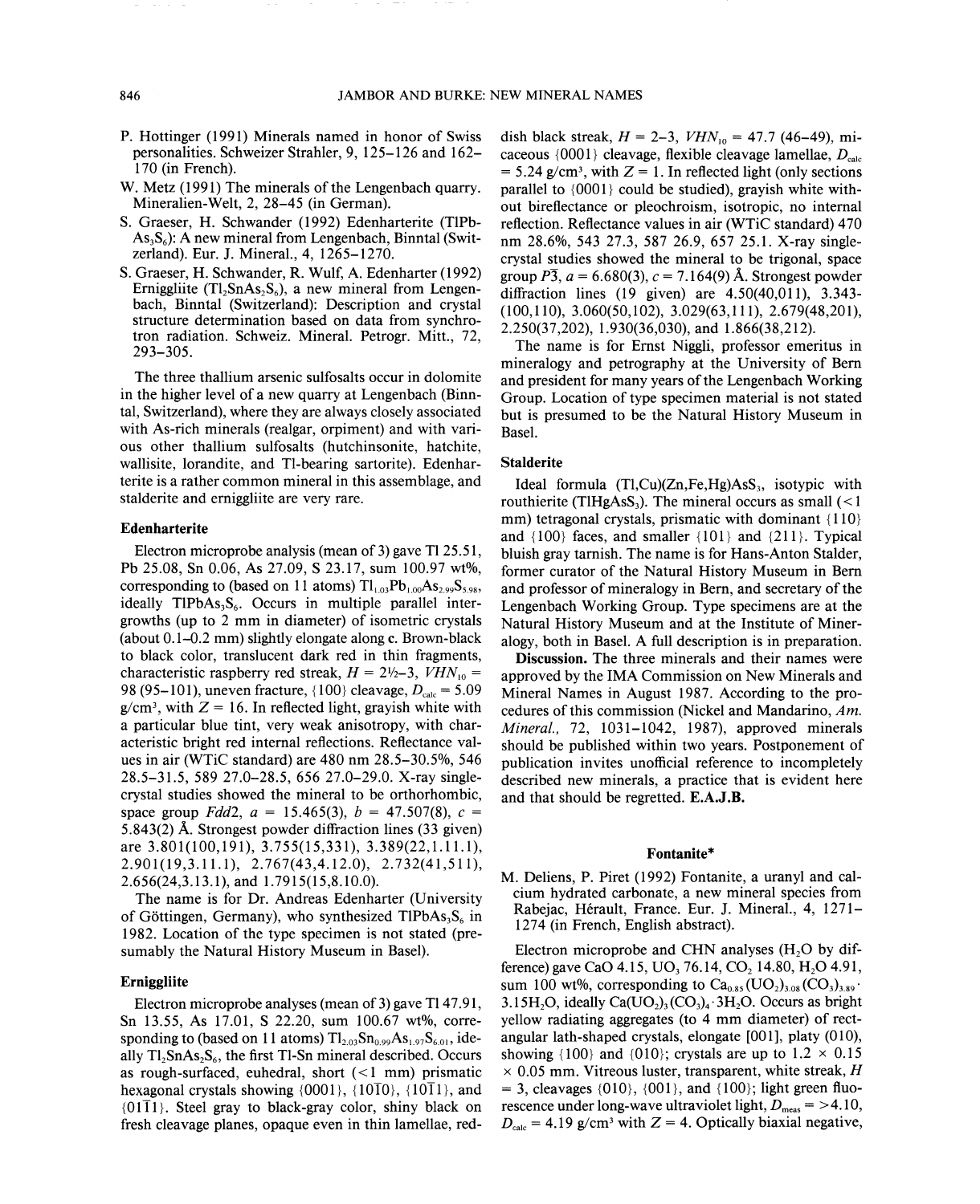P. Hottinger (1991) Minerals named in honor of Swiss personalities. Schweizer Strahler, 9, 125–126 and 162–170 (in French).

W. Metz (1991) The minerals of the Lengenbach quarry. Mineralien-Welt, 2, 28–45 (in German).

S. Graeser, H. Schwander (1992) Edenharterite ($TlPbAs_3S_6$): A new mineral from Lengenbach, Binntal (Switzerland). Eur. J. Mineral., 4, 1265–1270.

S. Graeser, H. Schwander, R. Wulf, A. Edenharter (1992) Erniggliite ($Tl_2SnAs_2S_6$), a new mineral from Lengenbach, Binntal (Switzerland): Description and crystal structure determination based on data from synchrotron radiation. Schweiz. Mineral. Petrogr. Mitt., 72, 293–305.

The three thallium arsenic sulfosalts occur in dolomite in the higher level of a new quarry at Lengenbach (Binntal, Switzerland), where they are always closely associated with As-rich minerals (realgar, orpiment) and with various other thallium sulfosalts (hutchinsonite, hatchite, wallisite, lorandite, and Tl-bearing sartorite). Edenharterite is a rather common mineral in this assemblage, and stalderite and erniggliite are very rare.

### Edenharterite

Electron microprobe analysis (mean of 3) gave Tl 25.51, Pb 25.08, Sn 0.06, As 27.09, S 23.17, sum 100.97 wt%, corresponding to (based on 11 atoms) $Tl_{1.03}Pb_{1.00}As_{2.99}S_{5.98}$, ideally $TlPbAs_3S_6$. Occurs in multiple parallel intergrowths (up to 2 mm in diameter) of isometric crystals (about 0.1–0.2 mm) slightly elongate along **c**. Brown-black to black color, translucent dark red in thin fragments, characteristic raspberry red streak, $H = 2\frac{1}{2}$–3, $VHN_{10}$ = 98 (95–101), uneven fracture, {100} cleavage, $D_{calc}$ = 5.09 g/cm³, with $Z$ = 16. In reflected light, grayish white with a particular blue tint, very weak anisotropy, with characteristic bright red internal reflections. Reflectance values in air (WTiC standard) are 480 nm 28.5–30.5%, 546 28.5–31.5, 589 27.0–28.5, 656 27.0–29.0. X-ray single-crystal studies showed the mineral to be orthorhombic, space group $Fdd2$, $a$ = 15.465(3), $b$ = 47.507(8), $c$ = 5.843(2) Å. Strongest powder diffraction lines (33 given) are 3.801(100,191), 3.755(15,331), 3.389(22,1.11.1), 2.901(19,3.11.1), 2.767(43,4.12.0), 2.732(41,511), 2.656(24,3.13.1), and 1.7915(15,8.10.0).

The name is for Dr. Andreas Edenharter (University of Göttingen, Germany), who synthesized $TlPbAs_3S_6$ in 1982. Location of the type specimen is not stated (presumably the Natural History Museum in Basel).

### Erniggliite

Electron microprobe analyses (mean of 3) gave Tl 47.91, Sn 13.55, As 17.01, S 22.20, sum 100.67 wt%, corresponding to (based on 11 atoms) $Tl_{2.03}Sn_{0.99}As_{1.97}S_{6.01}$, ideally $Tl_2SnAs_2S_6$, the first Tl-Sn mineral described. Occurs as rough-surfaced, euhedral, short (<1 mm) prismatic hexagonal crystals showing {0001}, {10$\bar{1}$0}, {10$\bar{1}$1}, and {01$\bar{1}$1}. Steel gray to black-gray color, shiny black on fresh cleavage planes, opaque even in thin lamellae, reddish black streak, $H$ = 2–3, $VHN_{10}$ = 47.7 (46–49), micaceous {0001} cleavage, flexible cleavage lamellae, $D_{calc}$ = 5.24 g/cm³, with $Z$ = 1. In reflected light (only sections parallel to {0001} could be studied), grayish white without bireflectance or pleochroism, isotropic, no internal reflection. Reflectance values in air (WTiC standard) 470 nm 28.6%, 543 27.3, 587 26.9, 657 25.1. X-ray single-crystal studies showed the mineral to be trigonal, space group $P\bar{3}$, $a$ = 6.680(3), $c$ = 7.164(9) Å. Strongest powder diffraction lines (19 given) are 4.50(40,011), 3.343(100,110), 3.060(50,102), 3.029(63,111), 2.679(48,201), 2.250(37,202), 1.930(36,030), and 1.866(38,212).

The name is for Ernst Niggli, professor emeritus in mineralogy and petrography at the University of Bern and president for many years of the Lengenbach Working Group. Location of type specimen material is not stated but is presumed to be the Natural History Museum in Basel.

### Stalderite

Ideal formula (Tl,Cu)(Zn,Fe,Hg)$AsS_3$, isotypic with routhierite ($TlHgAsS_3$). The mineral occurs as small (<1 mm) tetragonal crystals, prismatic with dominant {110} and {100} faces, and smaller {101} and {211}. Typical bluish gray tarnish. The name is for Hans-Anton Stalder, former curator of the Natural History Museum in Bern and professor of mineralogy in Bern, and secretary of the Lengenbach Working Group. Type specimens are at the Natural History Museum and at the Institute of Mineralogy, both in Basel. A full description is in preparation.

**Discussion.** The three minerals and their names were approved by the IMA Commission on New Minerals and Mineral Names in August 1987. According to the procedures of this commission (Nickel and Mandarino, *Am. Mineral.*, 72, 1031–1042, 1987), approved minerals should be published within two years. Postponement of publication invites unofficial reference to incompletely described new minerals, a practice that is evident here and that should be regretted. **E.A.J.B.**

## Fontanite*

M. Deliens, P. Piret (1992) Fontanite, a uranyl and calcium hydrated carbonate, a new mineral species from Rabejac, Hérault, France. Eur. J. Mineral., 4, 1271–1274 (in French, English abstract).

Electron microprobe and CHN analyses ($H_2O$ by difference) gave CaO 4.15, $UO_3$ 76.14, $CO_2$ 14.80, $H_2O$ 4.91, sum 100 wt%, corresponding to $Ca_{0.85}(UO_2)_{3.08}(CO_3)_{3.89}\cdot 3.15H_2O$, ideally $Ca(UO_2)_3(CO_3)_4\cdot 3H_2O$. Occurs as bright yellow radiating aggregates (to 4 mm diameter) of rectangular lath-shaped crystals, elongate [001], platy (010), showing {100} and {010}; crystals are up to 1.2 × 0.15 × 0.05 mm. Vitreous luster, transparent, white streak, $H$ = 3, cleavages {010}, {001}, and {100}; light green fluorescence under long-wave ultraviolet light, $D_{meas}$ = >4.10, $D_{calc}$ = 4.19 g/cm³ with $Z$ = 4. Optically biaxial negative,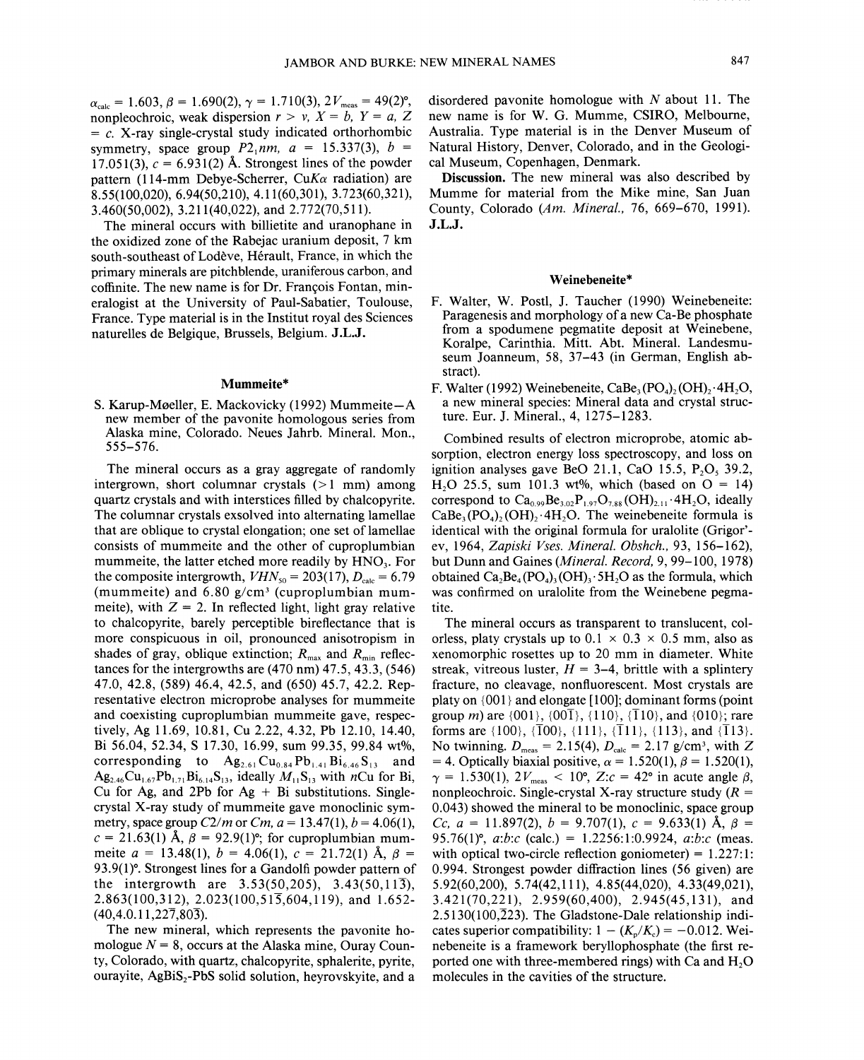$\alpha_{calc}$ = 1.603, $\beta$ = 1.690(2), $\gamma$ = 1.710(3), $2V_{meas}$ = 49(2)°, nonpleochroic, weak dispersion $r > v$, $X = b$, $Y = a$, $Z = c$. X-ray single-crystal study indicated orthorhombic symmetry, space group $P2_1nm$, $a$ = 15.337(3), $b$ = 17.051(3), $c$ = 6.931(2) Å. Strongest lines of the powder pattern (114-mm Debye-Scherrer, Cu$K\alpha$ radiation) are 8.55(100,020), 6.94(50,210), 4.11(60,301), 3.723(60,321), 3.460(50,002), 3.211(40,022), and 2.772(70,511).

The mineral occurs with billietite and uranophane in the oxidized zone of the Rabejac uranium deposit, 7 km south-southeast of Lodève, Hérault, France, in which the primary minerals are pitchblende, uraniferous carbon, and coffinite. The new name is for Dr. François Fontan, mineralogist at the University of Paul-Sabatier, Toulouse, France. Type material is in the Institut royal des Sciences naturelles de Belgique, Brussels, Belgium. **J.L.J.**

## Mummeite*

S. Karup-Møeller, E. Mackovicky (1992) Mummeite—A new member of the pavonite homologous series from Alaska mine, Colorado. Neues Jahrb. Mineral. Mon., 555–576.

The mineral occurs as a gray aggregate of randomly intergrown, short columnar crystals (>1 mm) among quartz crystals and with interstices filled by chalcopyrite. The columnar crystals exsolved into alternating lamellae that are oblique to crystal elongation; one set of lamellae consists of mummeite and the other of cuproplumbian mummeite, the latter etched more readily by $HNO_3$. For the composite intergrowth, $VHN_{50}$ = 203(17), $D_{calc}$ = 6.79 (mummeite) and 6.80 g/cm³ (cuproplumbian mummeite), with $Z$ = 2. In reflected light, light gray relative to chalcopyrite, barely perceptible bireflectance that is more conspicuous in oil, pronounced anisotropism in shades of gray, oblique extinction; $R_{max}$ and $R_{min}$ reflectances for the intergrowths are (470 nm) 47.5, 43.3, (546) 47.0, 42.8, (589) 46.4, 42.5, and (650) 45.7, 42.2. Representative electron microprobe analyses for mummeite and coexisting cuproplumbian mummeite gave, respectively, Ag 11.69, 10.81, Cu 2.22, 4.32, Pb 12.10, 14.40, Bi 56.04, 52.34, S 17.30, 16.99, sum 99.35, 99.84 wt%, corresponding to $Ag_{2.61}Cu_{0.84}Pb_{1.41}Bi_{6.46}S_{13}$ and $Ag_{2.46}Cu_{1.67}Pb_{1.71}Bi_{6.14}S_{13}$, ideally $M_{11}S_{13}$ with $n$Cu for Bi, Cu for Ag, and 2Pb for Ag + Bi substitutions. Single-crystal X-ray study of mummeite gave monoclinic symmetry, space group $C2/m$ or $Cm$, $a$ = 13.47(1), $b$ = 4.06(1), $c$ = 21.63(1) Å, $\beta$ = 92.9(1)°; for cuproplumbian mummeite $a$ = 13.48(1), $b$ = 4.06(1), $c$ = 21.72(1) Å, $\beta$ = 93.9(1)°. Strongest lines for a Gandolfi powder pattern of the intergrowth are 3.53(50,205), 3.43(50,11$\bar{3}$), 2.863(100,312), 2.023(100,51$\bar{5}$,604,119), and 1.652-(40,4.0.11,22$\bar{7}$,80$\bar{3}$).

The new mineral, which represents the pavonite homologue $N$ = 8, occurs at the Alaska mine, Ouray County, Colorado, with quartz, chalcopyrite, sphalerite, pyrite, ourayite, $AgBiS_2$-PbS solid solution, heyrovskyite, and a disordered pavonite homologue with $N$ about 11. The new name is for W. G. Mumme, CSIRO, Melbourne, Australia. Type material is in the Denver Museum of Natural History, Denver, Colorado, and in the Geological Museum, Copenhagen, Denmark.

**Discussion.** The new mineral was also described by Mumme for material from the Mike mine, San Juan County, Colorado (*Am. Mineral.*, 76, 669–670, 1991). **J.L.J.**

## Weinebeneite*

F. Walter, W. Postl, J. Taucher (1990) Weinebeneite: Paragenesis and morphology of a new Ca-Be phosphate from a spodumene pegmatite deposit at Weinebene, Koralpe, Carinthia. Mitt. Abt. Mineral. Landesmuseum Joanneum, 58, 37–43 (in German, English abstract).

F. Walter (1992) Weinebeneite, $CaBe_3(PO_4)_2(OH)_2\cdot4H_2O$, a new mineral species: Mineral data and crystal structure. Eur. J. Mineral., 4, 1275–1283.

Combined results of electron microprobe, atomic absorption, electron energy loss spectroscopy, and loss on ignition analyses gave BeO 21.1, CaO 15.5, $P_2O_5$ 39.2, $H_2O$ 25.5, sum 101.3 wt%, which (based on O = 14) correspond to $Ca_{0.99}Be_{3.02}P_{1.97}O_{7.88}(OH)_{2.11}\cdot4H_2O$, ideally $CaBe_3(PO_4)_2(OH)_2\cdot4H_2O$. The weinebeneite formula is identical with the original formula for uralolite (Grigor'ev, 1964, *Zapiski Vses. Mineral. Obshch.*, 93, 156–162), but Dunn and Gaines (*Mineral. Record*, 9, 99–100, 1978) obtained $Ca_2Be_4(PO_4)_3(OH)_3\cdot5H_2O$ as the formula, which was confirmed on uralolite from the Weinebene pegmatite.

The mineral occurs as transparent to translucent, colorless, platy crystals up to 0.1 × 0.3 × 0.5 mm, also as xenomorphic rosettes up to 20 mm in diameter. White streak, vitreous luster, $H$ = 3–4, brittle with a splintery fracture, no cleavage, nonfluorescent. Most crystals are platy on {001} and elongate [100]; dominant forms (point group $m$) are {001}, {00$\bar{1}$}, {110}, {$\bar{1}$10}, and {010}; rare forms are {100}, {$\bar{1}$00}, {111}, {$\bar{1}$11}, {113}, and {$\bar{1}$13}. No twinning. $D_{meas}$ = 2.15(4), $D_{calc}$ = 2.17 g/cm³, with $Z$ = 4. Optically biaxial positive, $\alpha$ = 1.520(1), $\beta$ = 1.520(1), $\gamma$ = 1.530(1), $2V_{meas}$ < 10°, $Z$:$c$ = 42° in acute angle $\beta$, nonpleochroic. Single-crystal X-ray structure study ($R$ = 0.043) showed the mineral to be monoclinic, space group $Cc$, $a$ = 11.897(2), $b$ = 9.707(1), $c$ = 9.633(1) Å, $\beta$ = 95.76(1)°, $a$:$b$:$c$ (calc.) = 1.2256:1:0.9924, $a$:$b$:$c$ (meas. with optical two-circle reflection goniometer) = 1.227:1:0.994. Strongest powder diffraction lines (56 given) are 5.92(60,200), 5.74(42,111), 4.85(44,020), 4.33(49,021), 3.421(70,221), 2.959(60,400), 2.945(45,131), and 2.5130(100,$\bar{2}$23). The Gladstone-Dale relationship indicates superior compatibility: $1 - (K_p/K_c) = -0.012$. Weinebeneite is a framework beryllophosphate (the first reported one with three-membered rings) with Ca and $H_2O$ molecules in the cavities of the structure.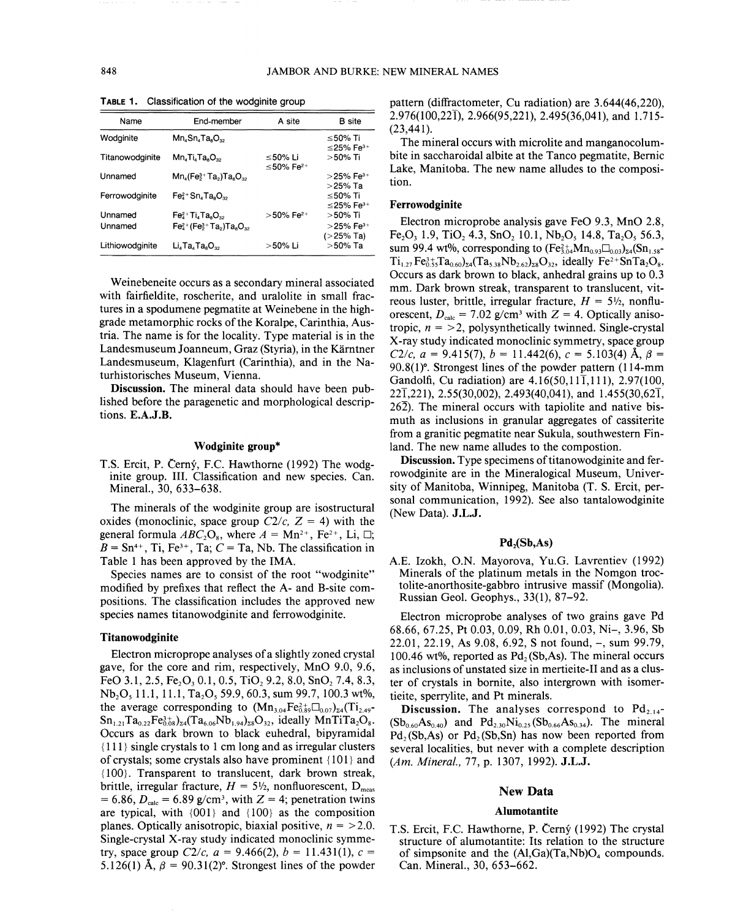**Table 1.** Classification of the wodginite group

| Name | End-member | A site | B site |
|---|---|---|---|
| Wodginite | $Mn_4Sn_4Ta_8O_{32}$ | | ≤50% Ti<br>≤25% $Fe^{3+}$ |
| Titanowodginite | $Mn_4Ti_4Ta_8O_{32}$ | ≤50% Li<br>≤50% $Fe^{2+}$ | >50% Ti |
| Unnamed | $Mn_4(Fe^{3+}_2Ta_2)Ta_8O_{32}$ | | >25% $Fe^{3+}$<br>>25% Ta |
| Ferrowodginite | $Fe^{2+}_4Sn_4Ta_8O_{32}$ | | ≤50% Ti<br>≤25% $Fe^{3+}$ |
| Unnamed | $Fe^{2+}_4Ti_4Ta_8O_{32}$ | >50% $Fe^{2+}$ | >50% Ti |
| Unnamed | $Fe^{2+}_4(Fe^{3+}_2Ta_2)Ta_8O_{32}$ | | >25% $Fe^{3+}$<br>(>25% Ta) |
| Lithiowodginite | $Li_4Ta_4Ta_8O_{32}$ | >50% Li | >50% Ta |

Weinebeneite occurs as a secondary mineral associated with fairfieldite, roscherite, and uralolite in small fractures in a spodumene pegmatite at Weinebene in the high-grade metamorphic rocks of the Koralpe, Carinthia, Austria. The name is for the locality. Type material is in the Landesmuseum Joanneum, Graz (Styria), in the Kärntner Landesmuseum, Klagenfurt (Carinthia), and in the Naturhistorisches Museum, Vienna.

**Discussion.** The mineral data should have been published before the paragenetic and morphological descriptions. **E.A.J.B.**

### Wodginite group*

T.S. Ercit, P. Černý, F.C. Hawthorne (1992) The wodginite group. III. Classification and new species. Can. Mineral., 30, 633–638.

The minerals of the wodginite group are isostructural oxides (monoclinic, space group $C2/c$, $Z = 4$) with the general formula $ABC_2O_8$, where $A = Mn^{2+}$, $Fe^{2+}$, Li, □; $B = Sn^{4+}$, Ti, $Fe^{3+}$, Ta; $C =$ Ta, Nb. The classification in Table 1 has been approved by the IMA.

Species names are to consist of the root "wodginite" modified by prefixes that reflect the A- and B-site compositions. The classification includes the approved new species names titanowodginite and ferrowodginite.

#### Titanowodginite

Electron micropreope analyses of a slightly zoned crystal gave, for the core and rim, respectively, MnO 9.0, 9.6, FeO 3.1, 2.5, $Fe_2O_3$ 0.1, 0.5, $TiO_2$ 9.2, 8.0, $SnO_2$ 7.4, 8.3, $Nb_2O_5$ 11.1, 11.1, $Ta_2O_5$ 59.9, 60.3, sum 99.7, 100.3 wt%, the average corresponding to $(Mn_{3.04}Fe^{2+}_{0.89}\square_{0.07})_{\Sigma 4}(Ti_{2.49}Sn_{1.21}Ta_{0.22}Fe^{3+}_{0.08})_{\Sigma 4}(Ta_{6.06}Nb_{1.94})_{\Sigma 8}O_{32}$, ideally $MnTiTa_2O_8$. Occurs as dark brown to black euhedral, bipyramidal {111} single crystals to 1 cm long and as irregular clusters of crystals; some crystals also have prominent {101} and {100}. Transparent to translucent, dark brown streak, brittle, irregular fracture, $H = 5\frac{1}{2}$, nonfluorescent, $D_{meas} = 6.86$, $D_{calc} = 6.89$ g/cm³, with $Z = 4$; penetration twins are typical, with {001} and {100} as the composition planes. Optically anisotropic, biaxial positive, $n = >2.0$. Single-crystal X-ray study indicated monoclinic symmetry, space group $C2/c$, $a = 9.466(2)$, $b = 11.431(1)$, $c = 5.126(1)$ Å, $\beta = 90.31(2)°$. Strongest lines of the powder pattern (diffractometer, Cu radiation) are 3.644(46,220), 2.976(100,22$\bar{1}$), 2.966(95,221), 2.495(36,041), and 1.715(23,441).

The mineral occurs with microlite and manganocolumbite in saccharoidal albite at the Tanco pegmatite, Bernic Lake, Manitoba. The new name alludes to the composition.

#### Ferrowodginite

Electron microprobe analysis gave FeO 9.3, MnO 2.8, $Fe_2O_3$ 1.9, $TiO_2$ 4.3, $SnO_2$ 10.1, $Nb_2O_5$ 14.8, $Ta_2O_5$ 56.3, sum 99.4 wt%, corresponding to $(Fe^{2+}_{3.04}Mn_{0.93}\square_{0.03})_{\Sigma 4}(Sn_{1.58}Ti_{1.27}Fe^{3+}_{0.55}Ta_{0.60})_{\Sigma 4}(Ta_{5.38}Nb_{2.62})_{\Sigma 8}O_{32}$, ideally $Fe^{2+}SnTa_2O_8$. Occurs as dark brown to black, anhedral grains up to 0.3 mm. Dark brown streak, transparent to translucent, vitreous luster, brittle, irregular fracture, $H = 5\frac{1}{2}$, nonfluorescent, $D_{calc} = 7.02$ g/cm³ with $Z = 4$. Optically anisotropic, $n = >2$, polysynthetically twinned. Single-crystal X-ray study indicated monoclinic symmetry, space group $C2/c$, $a = 9.415(7)$, $b = 11.442(6)$, $c = 5.103(4)$ Å, $\beta = 90.8(1)°$. Strongest lines of the powder pattern (114-mm Gandolfi, Cu radiation) are 4.16(50,11$\bar{1}$,111), 2.97(100, 22$\bar{1}$,221), 2.55(30,002), 2.493(40,041), and 1.455(30,62$\bar{1}$, 26$\bar{2}$). The mineral occurs with tapiolite and native bismuth as inclusions in granular aggregates of cassiterite from a granitic pegmatite near Sukula, southwestern Finland. The new name alludes to the compostion.

**Discussion.** Type specimens of titanowodginite and ferrowodginite are in the Mineralogical Museum, University of Manitoba, Winnipeg, Manitoba (T. S. Ercit, personal communication, 1992). See also tantalowodginite (New Data). **J.L.J.**

### $Pd_2(Sb,As)$

A.E. Izokh, O.N. Mayorova, Yu.G. Lavrentiev (1992) Minerals of the platinum metals in the Nomgon troctolite-anorthosite-gabbro intrusive massif (Mongolia). Russian Geol. Geophys., 33(1), 87–92.

Electron microprobe analyses of two grains gave Pd 68.66, 67.25, Pt 0.03, 0.09, Rh 0.01, 0.03, Ni–, 3.96, Sb 22.01, 22.19, As 9.08, 6.92, S not found, –, sum 99.79, 100.46 wt%, reported as $Pd_2(Sb,As)$. The mineral occurs as inclusions of unstated size in mertieite-II and as a cluster of crystals in bornite, also intergrown with isomertieite, sperrylite, and Pt minerals.

**Discussion.** The analyses correspond to $Pd_{2.14}(Sb_{0.60}As_{0.40})$ and $Pd_{2.30}Ni_{0.25}(Sb_{0.66}As_{0.34})$. The mineral $Pd_2(Sb,As)$ or $Pd_2(Sb,Sn)$ has now been reported from several localities, but never with a complete description (*Am. Mineral.*, 77, p. 1307, 1992). **J.L.J.**

## New Data

### Alumotantite

T.S. Ercit, F.C. Hawthorne, P. Černý (1992) The crystal structure of alumotantite: Its relation to the structure of simpsonite and the $(Al,Ga)(Ta,Nb)O_4$ compounds. Can. Mineral., 30, 653–662.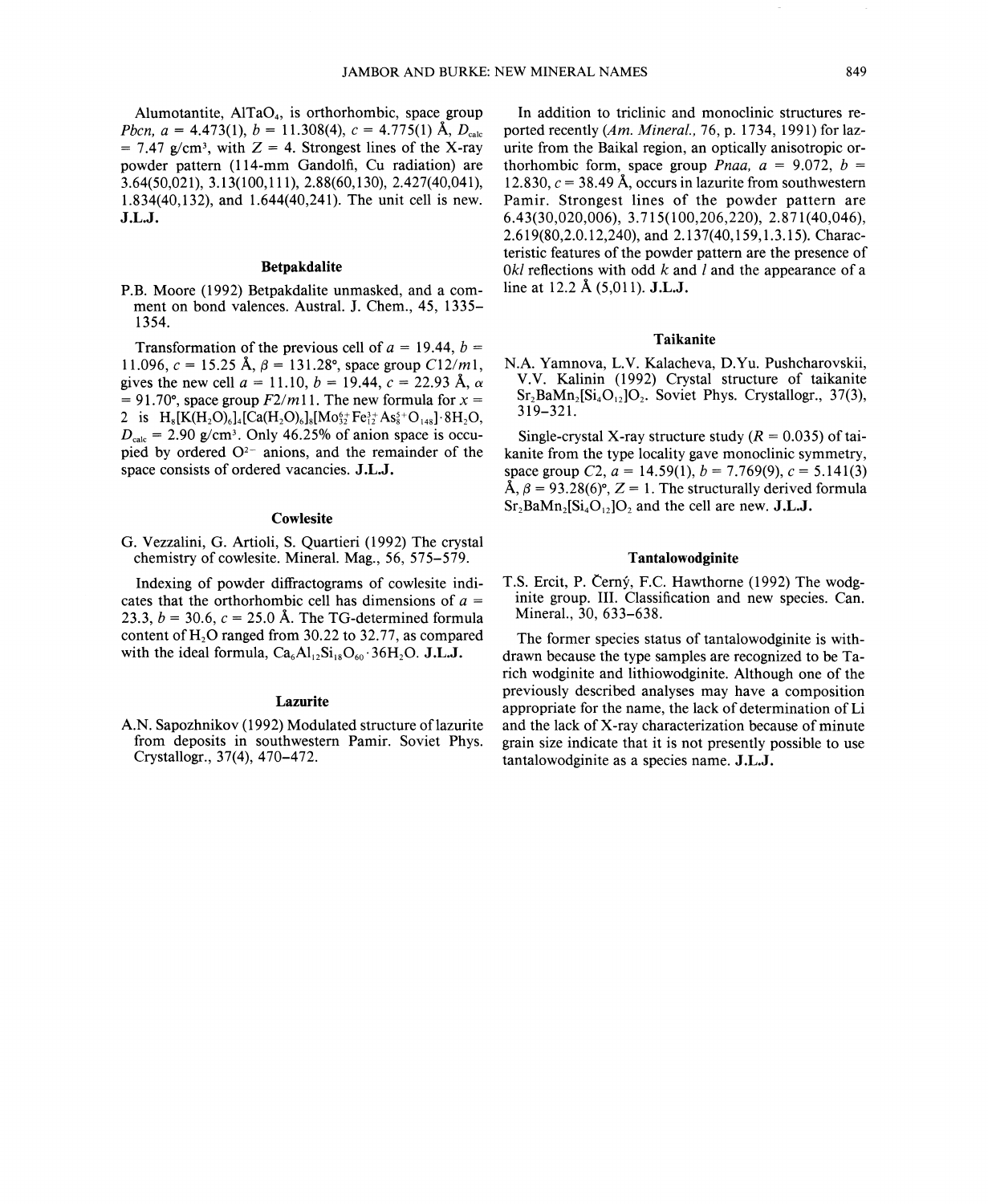Alumotantite, $AlTaO_4$, is orthorhombic, space group *Pbcn*, $a = 4.473(1)$, $b = 11.308(4)$, $c = 4.775(1)$ Å, $D_{calc} = 7.47$ g/cm³, with $Z = 4$. Strongest lines of the X-ray powder pattern (114-mm Gandolfi, Cu radiation) are 3.64(50,021), 3.13(100,111), 2.88(60,130), 2.427(40,041), 1.834(40,132), and 1.644(40,241). The unit cell is new. **J.L.J.**

### Betpakdalite

P.B. Moore (1992) Betpakdalite unmasked, and a comment on bond valences. Austral. J. Chem., 45, 1335–1354.

Transformation of the previous cell of $a = 19.44$, $b = 11.096$, $c = 15.25$ Å, $\beta = 131.28°$, space group *C*12/*m*1, gives the new cell $a = 11.10$, $b = 19.44$, $c = 22.93$ Å, $\alpha = 91.70°$, space group *F*2/*m*11. The new formula for $x = 2$ is $H_8[K(H_2O)_6]_4[Ca(H_2O)_6]_8[Mo^{6+}_{32}Fe^{3+}_{12}As^{5+}_8O_{148}]\cdot 8H_2O$, $D_{calc} = 2.90$ g/cm³. Only 46.25% of anion space is occupied by ordered $O^{2-}$ anions, and the remainder of the space consists of ordered vacancies. **J.L.J.**

### Cowlesite

G. Vezzalini, G. Artioli, S. Quartieri (1992) The crystal chemistry of cowlesite. Mineral. Mag., 56, 575–579.

Indexing of powder diffractograms of cowlesite indicates that the orthorhombic cell has dimensions of $a = 23.3$, $b = 30.6$, $c = 25.0$ Å. The TG-determined formula content of $H_2O$ ranged from 30.22 to 32.77, as compared with the ideal formula, $Ca_6Al_{12}Si_{18}O_{60}\cdot 36H_2O$. **J.L.J.**

### Lazurite

A.N. Sapozhnikov (1992) Modulated structure of lazurite from deposits in southwestern Pamir. Soviet Phys. Crystallogr., 37(4), 470–472.

In addition to triclinic and monoclinic structures reported recently (*Am. Mineral.*, 76, p. 1734, 1991) for lazurite from the Baikal region, an optically anisotropic orthorhombic form, space group *Pnaa*, $a = 9.072$, $b = 12.830$, $c = 38.49$ Å, occurs in lazurite from southwestern Pamir. Strongest lines of the powder pattern are 6.43(30,020,006), 3.715(100,206,220), 2.871(40,046), 2.619(80,2.0.12,240), and 2.137(40,159,1.3.15). Characteristic features of the powder pattern are the presence of $0kl$ reflections with odd $k$ and $l$ and the appearance of a line at 12.2 Å (5,011). **J.L.J.**

### Taikanite

N.A. Yamnova, L.V. Kalacheva, D.Yu. Pushcharovskii, V.V. Kalinin (1992) Crystal structure of taikanite $Sr_2BaMn_2[Si_4O_{12}]O_2$. Soviet Phys. Crystallogr., 37(3), 319–321.

Single-crystal X-ray structure study ($R = 0.035$) of taikanite from the type locality gave monoclinic symmetry, space group *C*2, $a = 14.59(1)$, $b = 7.769(9)$, $c = 5.141(3)$ Å, $\beta = 93.28(6)°$, $Z = 1$. The structurally derived formula $Sr_2BaMn_2[Si_4O_{12}]O_2$ and the cell are new. **J.L.J.**

### Tantalowodginite

T.S. Ercit, P. Černý, F.C. Hawthorne (1992) The wodginite group. III. Classification and new species. Can. Mineral., 30, 633–638.

The former species status of tantalowodginite is withdrawn because the type samples are recognized to be Ta-rich wodginite and lithiowodginite. Although one of the previously described analyses may have a composition appropriate for the name, the lack of determination of Li and the lack of X-ray characterization because of minute grain size indicate that it is not presently possible to use tantalowodginite as a species name. **J.L.J.**